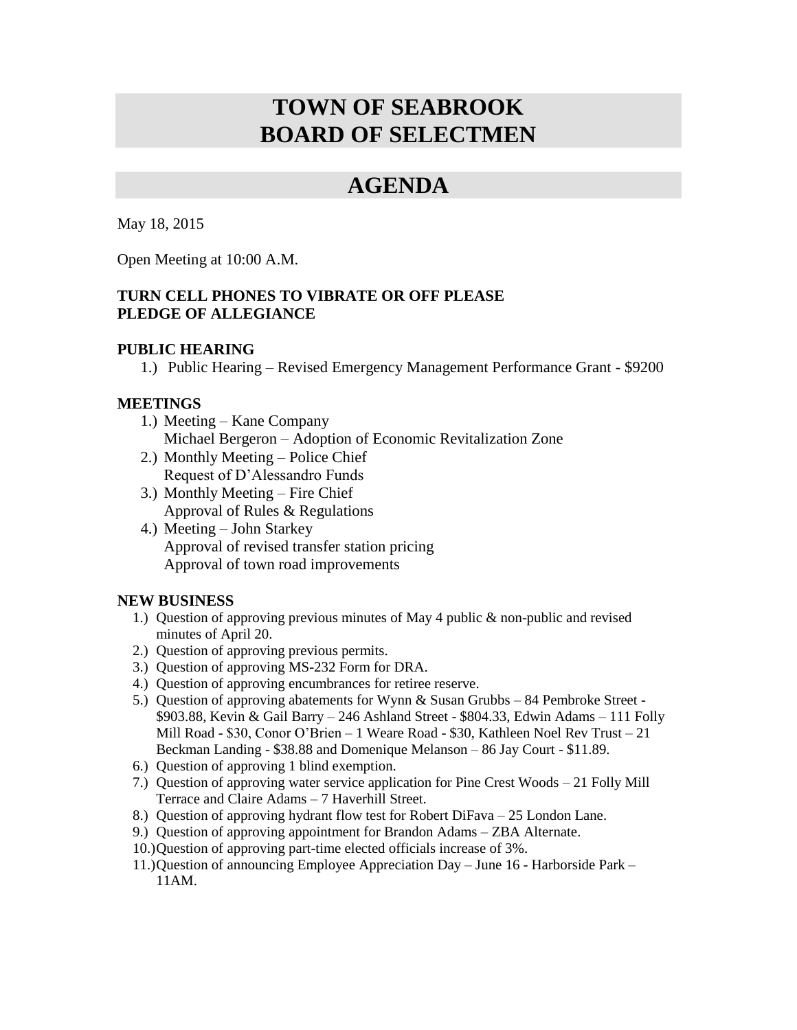# TOWN OF SEABROOK
# BOARD OF SELECTMEN

## AGENDA

May 18, 2015

Open Meeting at 10:00 A.M.

**TURN CELL PHONES TO VIBRATE OR OFF PLEASE**
**PLEDGE OF ALLEGIANCE**

### PUBLIC HEARING

1.) Public Hearing – Revised Emergency Management Performance Grant - $9200

### MEETINGS

1.) Meeting – Kane Company
    Michael Bergeron – Adoption of Economic Revitalization Zone
2.) Monthly Meeting – Police Chief
    Request of D'Alessandro Funds
3.) Monthly Meeting – Fire Chief
    Approval of Rules & Regulations
4.) Meeting – John Starkey
    Approval of revised transfer station pricing
    Approval of town road improvements

### NEW BUSINESS

1.) Question of approving previous minutes of May 4 public & non-public and revised minutes of April 20.
2.) Question of approving previous permits.
3.) Question of approving MS-232 Form for DRA.
4.) Question of approving encumbrances for retiree reserve.
5.) Question of approving abatements for Wynn & Susan Grubbs – 84 Pembroke Street - $903.88, Kevin & Gail Barry – 246 Ashland Street - $804.33, Edwin Adams – 111 Folly Mill Road - $30, Conor O'Brien – 1 Weare Road - $30, Kathleen Noel Rev Trust – 21 Beckman Landing - $38.88 and Domenique Melanson – 86 Jay Court - $11.89.
6.) Question of approving 1 blind exemption.
7.) Question of approving water service application for Pine Crest Woods – 21 Folly Mill Terrace and Claire Adams – 7 Haverhill Street.
8.) Question of approving hydrant flow test for Robert DiFava – 25 London Lane.
9.) Question of approving appointment for Brandon Adams – ZBA Alternate.
10.) Question of approving part-time elected officials increase of 3%.
11.) Question of announcing Employee Appreciation Day – June 16 - Harborside Park – 11AM.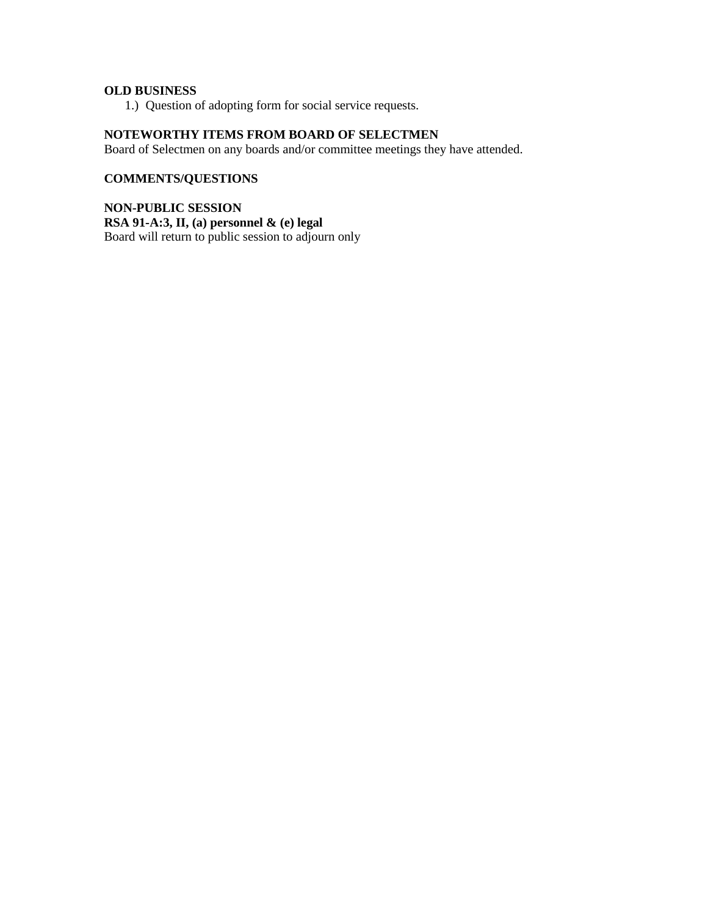**OLD BUSINESS**

1.) Question of adopting form for social service requests.

**NOTEWORTHY ITEMS FROM BOARD OF SELECTMEN**

Board of Selectmen on any boards and/or committee meetings they have attended.

**COMMENTS/QUESTIONS**

**NON-PUBLIC SESSION**
**RSA 91-A:3, II, (a) personnel & (e) legal**
Board will return to public session to adjourn only